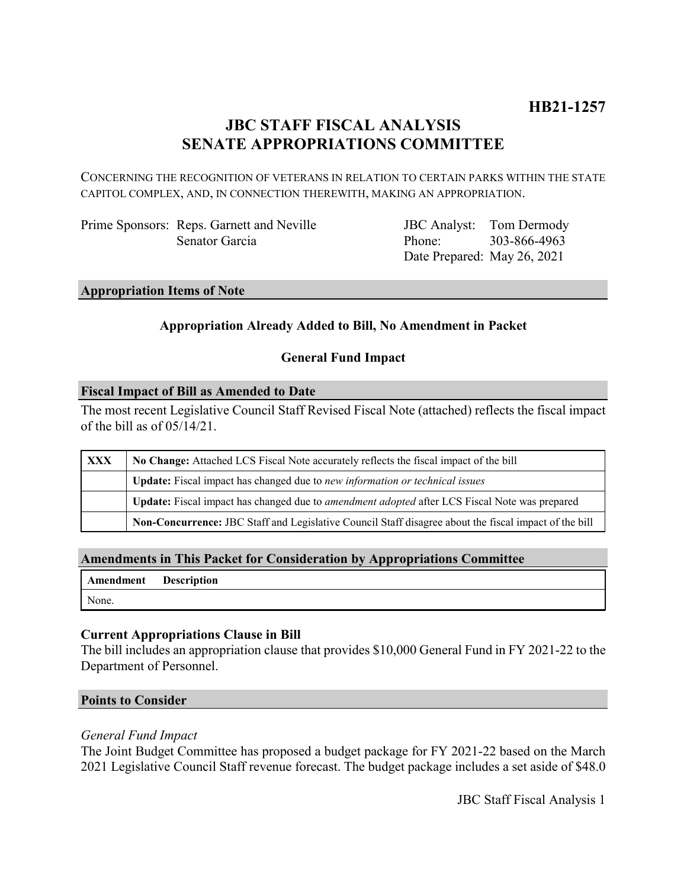**HB21-1257**

# JBC STAFF FISCAL ANALYSIS
# SENATE APPROPRIATIONS COMMITTEE

CONCERNING THE RECOGNITION OF VETERANS IN RELATION TO CERTAIN PARKS WITHIN THE STATE CAPITOL COMPLEX, AND, IN CONNECTION THEREWITH, MAKING AN APPROPRIATION.

Prime Sponsors: Reps. Garnett and Neville
Senator Garcia

JBC Analyst: Tom Dermody
Phone: 303-866-4963
Date Prepared: May 26, 2021

## Appropriation Items of Note

**Appropriation Already Added to Bill, No Amendment in Packet**

**General Fund Impact**

## Fiscal Impact of Bill as Amended to Date

The most recent Legislative Council Staff Revised Fiscal Note (attached) reflects the fiscal impact of the bill as of 05/14/21.

| | |
|---|---|
| XXX | **No Change:** Attached LCS Fiscal Note accurately reflects the fiscal impact of the bill |
| | **Update:** Fiscal impact has changed due to *new information or technical issues* |
| | **Update:** Fiscal impact has changed due to *amendment adopted* after LCS Fiscal Note was prepared |
| | **Non-Concurrence:** JBC Staff and Legislative Council Staff disagree about the fiscal impact of the bill |

## Amendments in This Packet for Consideration by Appropriations Committee

| Amendment | Description |
|---|---|
| None. | |

### Current Appropriations Clause in Bill

The bill includes an appropriation clause that provides $10,000 General Fund in FY 2021-22 to the Department of Personnel.

## Points to Consider

*General Fund Impact*

The Joint Budget Committee has proposed a budget package for FY 2021-22 based on the March 2021 Legislative Council Staff revenue forecast. The budget package includes a set aside of $48.0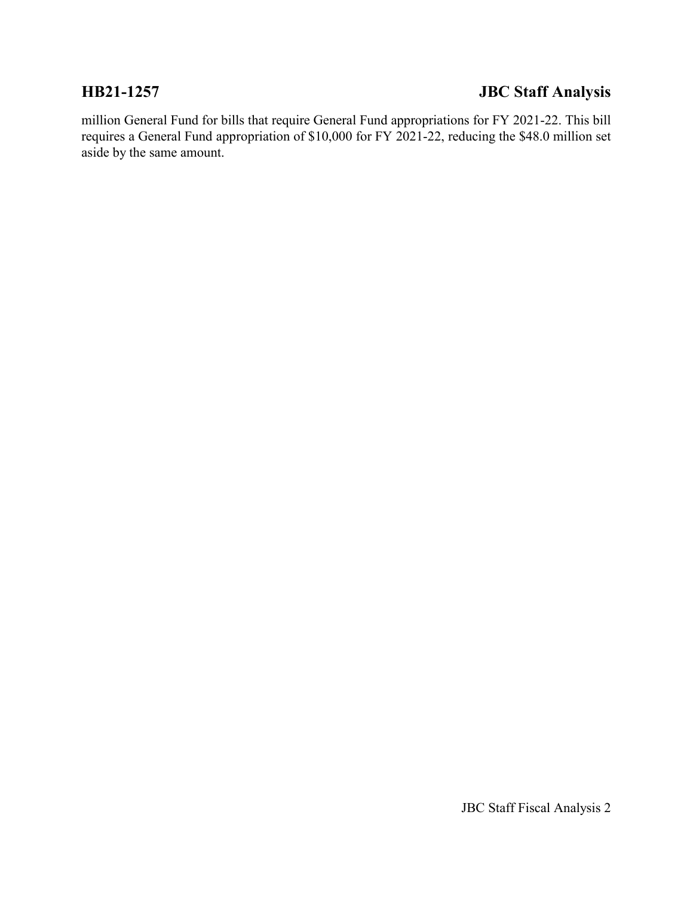million General Fund for bills that require General Fund appropriations for FY 2021-22. This bill requires a General Fund appropriation of $10,000 for FY 2021-22, reducing the $48.0 million set aside by the same amount.